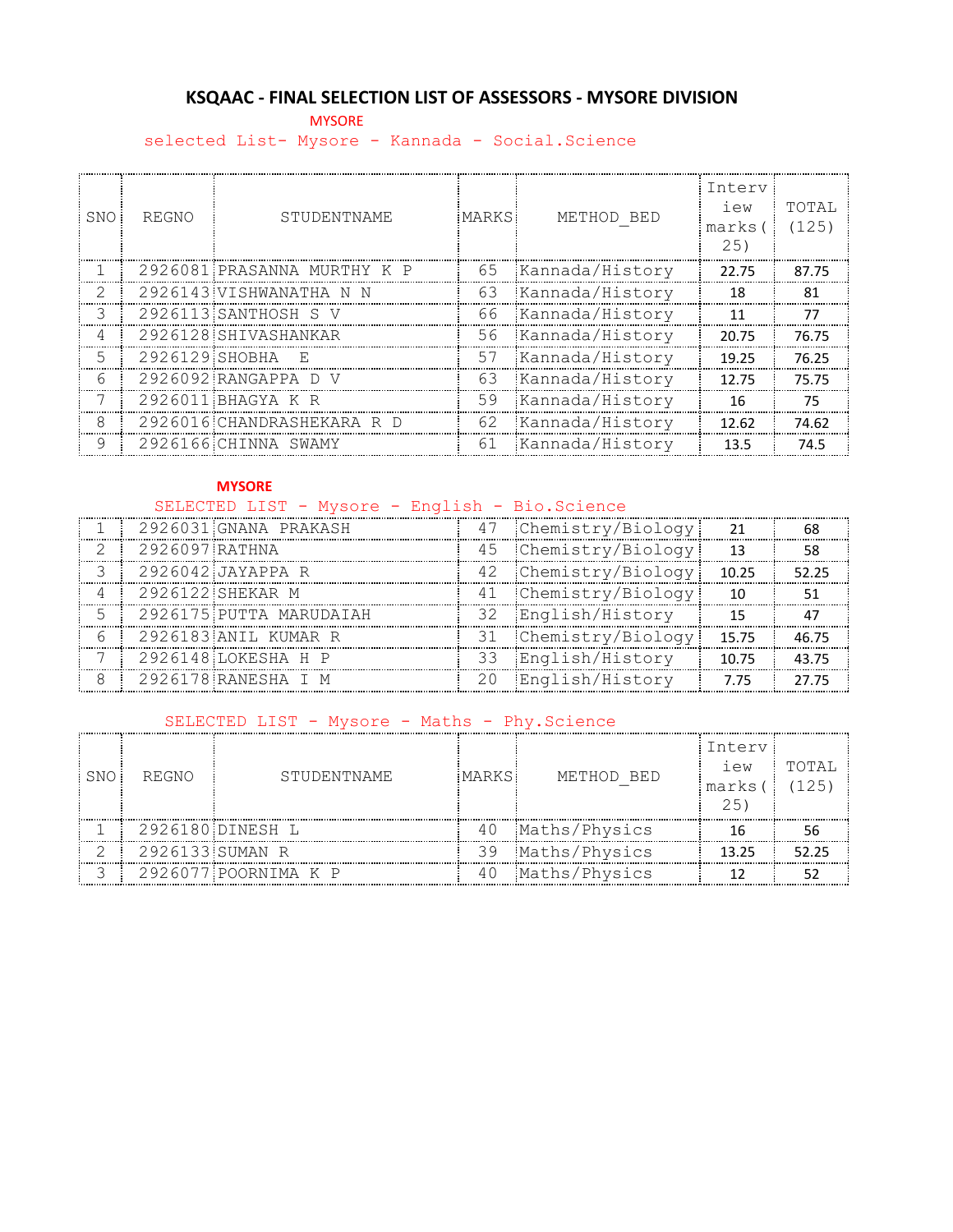# KSQAAC - FINAL SELECTION LIST OF ASSESSORS - MYSORE DIVISION

MYSORE

selected List- Mysore - Kannada - Social.Science

| SNO | REGNO | STUDENTNAME | MARKS | METHOD_BED | Interview marks(25) | TOTAL (125) |
|---|---|---|---|---|---|---|
| 1 | 2926081 | PRASANNA MURTHY K P | 65 | Kannada/History | 22.75 | 87.75 |
| 2 | 2926143 | VISHWANATHA N N | 63 | Kannada/History | 18 | 81 |
| 3 | 2926113 | SANTHOSH S V | 66 | Kannada/History | 11 | 77 |
| 4 | 2926128 | SHIVASHANKAR | 56 | Kannada/History | 20.75 | 76.75 |
| 5 | 2926129 | SHOBHA E | 57 | Kannada/History | 19.25 | 76.25 |
| 6 | 2926092 | RANGAPPA D V | 63 | Kannada/History | 12.75 | 75.75 |
| 7 | 2926011 | BHAGYA K R | 59 | Kannada/History | 16 | 75 |
| 8 | 2926016 | CHANDRASHEKARA R D | 62 | Kannada/History | 12.62 | 74.62 |
| 9 | 2926166 | CHINNA SWAMY | 61 | Kannada/History | 13.5 | 74.5 |

**MYSORE**

SELECTED LIST - Mysore - English - Bio.Science

| SNO | REGNO | STUDENTNAME | MARKS | METHOD_BED | Interview marks(25) | TOTAL (125) |
|---|---|---|---|---|---|---|
| 1 | 2926031 | GNANA PRAKASH | 47 | Chemistry/Biology | 21 | 68 |
| 2 | 2926097 | RATHNA | 45 | Chemistry/Biology | 13 | 58 |
| 3 | 2926042 | JAYAPPA R | 42 | Chemistry/Biology | 10.25 | 52.25 |
| 4 | 2926122 | SHEKAR M | 41 | Chemistry/Biology | 10 | 51 |
| 5 | 2926175 | PUTTA MARUDAIAH | 32 | English/History | 15 | 47 |
| 6 | 2926183 | ANIL KUMAR R | 31 | Chemistry/Biology | 15.75 | 46.75 |
| 7 | 2926148 | LOKESHA H P | 33 | English/History | 10.75 | 43.75 |
| 8 | 2926178 | RANESHA I M | 20 | English/History | 7.75 | 27.75 |

SELECTED LIST - Mysore - Maths - Phy.Science

| SNO | REGNO | STUDENTNAME | MARKS | METHOD_BED | Interview marks(25) | TOTAL (125) |
|---|---|---|---|---|---|---|
| 1 | 2926180 | DINESH L | 40 | Maths/Physics | 16 | 56 |
| 2 | 2926133 | SUMAN R | 39 | Maths/Physics | 13.25 | 52.25 |
| 3 | 2926077 | POORNIMA K P | 40 | Maths/Physics | 12 | 52 |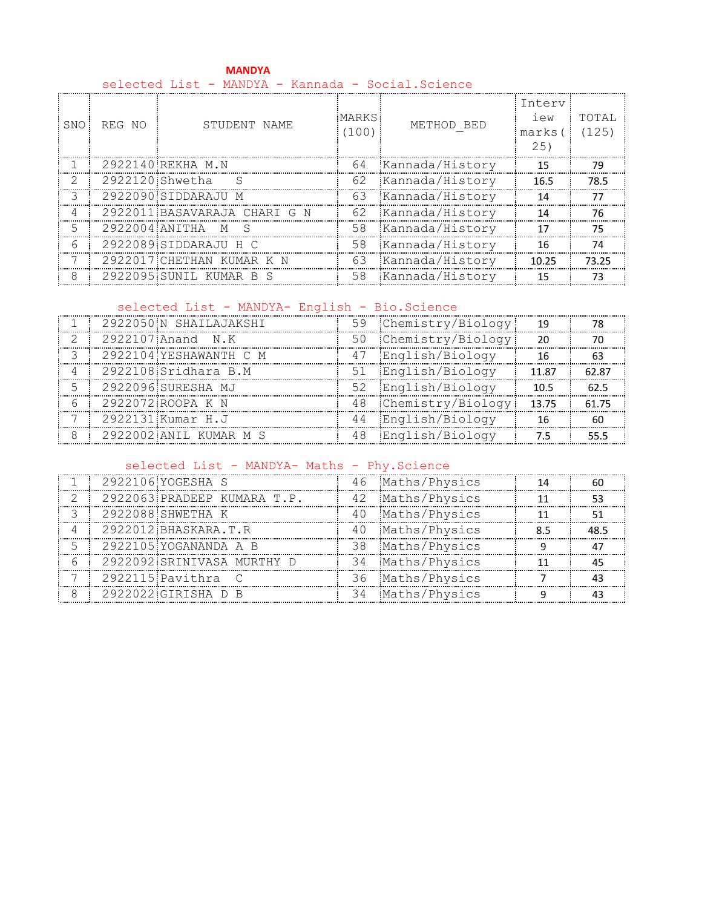**MANDYA**

selected List - MANDYA - Kannada - Social.Science

| SNO | REG NO | STUDENT NAME | MARKS (100) | METHOD_BED | Interview marks(25) | TOTAL (125) |
|---|---|---|---|---|---|---|
| 1 | 2922140 | REKHA M.N | 64 | Kannada/History | 15 | 79 |
| 2 | 2922120 | Shwetha S | 62 | Kannada/History | 16.5 | 78.5 |
| 3 | 2922090 | SIDDARAJU M | 63 | Kannada/History | 14 | 77 |
| 4 | 2922011 | BASAVARAJA CHARI G N | 62 | Kannada/History | 14 | 76 |
| 5 | 2922004 | ANITHA M S | 58 | Kannada/History | 17 | 75 |
| 6 | 2922089 | SIDDARAJU H C | 58 | Kannada/History | 16 | 74 |
| 7 | 2922017 | CHETHAN KUMAR K N | 63 | Kannada/History | 10.25 | 73.25 |
| 8 | 2922095 | SUNIL KUMAR B S | 58 | Kannada/History | 15 | 73 |

selected List - MANDYA- English - Bio.Science

| SNO | REG NO | STUDENT NAME | MARKS (100) | METHOD_BED | Interview marks(25) | TOTAL (125) |
|---|---|---|---|---|---|---|
| 1 | 2922050 | N SHAILAJAKSHI | 59 | Chemistry/Biology | 19 | 78 |
| 2 | 2922107 | Anand N.K | 50 | Chemistry/Biology | 20 | 70 |
| 3 | 2922104 | YESHAWANTH C M | 47 | English/Biology | 16 | 63 |
| 4 | 2922108 | Sridhara B.M | 51 | English/Biology | 11.87 | 62.87 |
| 5 | 2922096 | SURESHA MJ | 52 | English/Biology | 10.5 | 62.5 |
| 6 | 2922072 | ROOPA K N | 48 | Chemistry/Biology | 13.75 | 61.75 |
| 7 | 2922131 | Kumar H.J | 44 | English/Biology | 16 | 60 |
| 8 | 2922002 | ANIL KUMAR M S | 48 | English/Biology | 7.5 | 55.5 |

selected List - MANDYA- Maths - Phy.Science

| SNO | REG NO | STUDENT NAME | MARKS (100) | METHOD_BED | Interview marks(25) | TOTAL (125) |
|---|---|---|---|---|---|---|
| 1 | 2922106 | YOGESHA S | 46 | Maths/Physics | 14 | 60 |
| 2 | 2922063 | PRADEEP KUMARA T.P. | 42 | Maths/Physics | 11 | 53 |
| 3 | 2922088 | SHWETHA K | 40 | Maths/Physics | 11 | 51 |
| 4 | 2922012 | BHASKARA.T.R | 40 | Maths/Physics | 8.5 | 48.5 |
| 5 | 2922105 | YOGANANDA A B | 38 | Maths/Physics | 9 | 47 |
| 6 | 2922092 | SRINIVASA MURTHY D | 34 | Maths/Physics | 11 | 45 |
| 7 | 2922115 | Pavithra C | 36 | Maths/Physics | 7 | 43 |
| 8 | 2922022 | GIRISHA D B | 34 | Maths/Physics | 9 | 43 |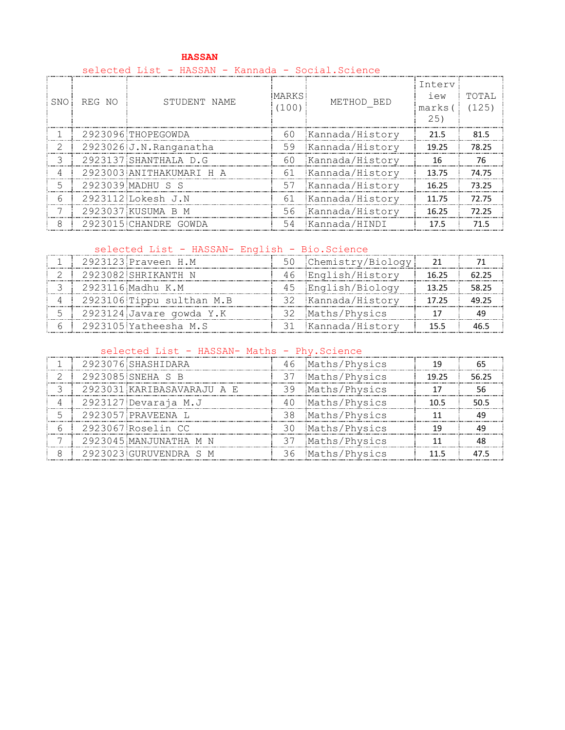## HASSAN

### selected List - HASSAN - Kannada - Social.Science

| SNO | REG NO | STUDENT NAME | MARKS (100) | METHOD_BED | Interview marks(25) | TOTAL (125) |
|---|---|---|---|---|---|---|
| 1 | 2923096 | THOPEGOWDA | 60 | Kannada/History | 21.5 | 81.5 |
| 2 | 2923026 | J.N.Ranganatha | 59 | Kannada/History | 19.25 | 78.25 |
| 3 | 2923137 | SHANTHALA D.G | 60 | Kannada/History | 16 | 76 |
| 4 | 2923003 | ANITHAKUMARI H A | 61 | Kannada/History | 13.75 | 74.75 |
| 5 | 2923039 | MADHU S S | 57 | Kannada/History | 16.25 | 73.25 |
| 6 | 2923112 | Lokesh J.N | 61 | Kannada/History | 11.75 | 72.75 |
| 7 | 2923037 | KUSUMA B M | 56 | Kannada/History | 16.25 | 72.25 |
| 8 | 2923015 | CHANDRE GOWDA | 54 | Kannada/HINDI | 17.5 | 71.5 |

### selected List - HASSAN- English - Bio.Science

| SNO | REG NO | STUDENT NAME | MARKS (100) | METHOD_BED | Interview marks(25) | TOTAL (125) |
|---|---|---|---|---|---|---|
| 1 | 2923123 | Praveen H.M | 50 | Chemistry/Biology | 21 | 71 |
| 2 | 2923082 | SHRIKANTH N | 46 | English/History | 16.25 | 62.25 |
| 3 | 2923116 | Madhu K.M | 45 | English/Biology | 13.25 | 58.25 |
| 4 | 2923106 | Tippu sulthan M.B | 32 | Kannada/History | 17.25 | 49.25 |
| 5 | 2923124 | Javare gowda Y.K | 32 | Maths/Physics | 17 | 49 |
| 6 | 2923105 | Yatheesha M.S | 31 | Kannada/History | 15.5 | 46.5 |

### selected List - HASSAN- Maths - Phy.Science

| SNO | REG NO | STUDENT NAME | MARKS (100) | METHOD_BED | Interview marks(25) | TOTAL (125) |
|---|---|---|---|---|---|---|
| 1 | 2923076 | SHASHIDARA | 46 | Maths/Physics | 19 | 65 |
| 2 | 2923085 | SNEHA S B | 37 | Maths/Physics | 19.25 | 56.25 |
| 3 | 2923031 | KARIBASAVARAJU A E | 39 | Maths/Physics | 17 | 56 |
| 4 | 2923127 | Devaraja M.J | 40 | Maths/Physics | 10.5 | 50.5 |
| 5 | 2923057 | PRAVEENA L | 38 | Maths/Physics | 11 | 49 |
| 6 | 2923067 | Roselin CC | 30 | Maths/Physics | 19 | 49 |
| 7 | 2923045 | MANJUNATHA M N | 37 | Maths/Physics | 11 | 48 |
| 8 | 2923023 | GURUVENDRA S M | 36 | Maths/Physics | 11.5 | 47.5 |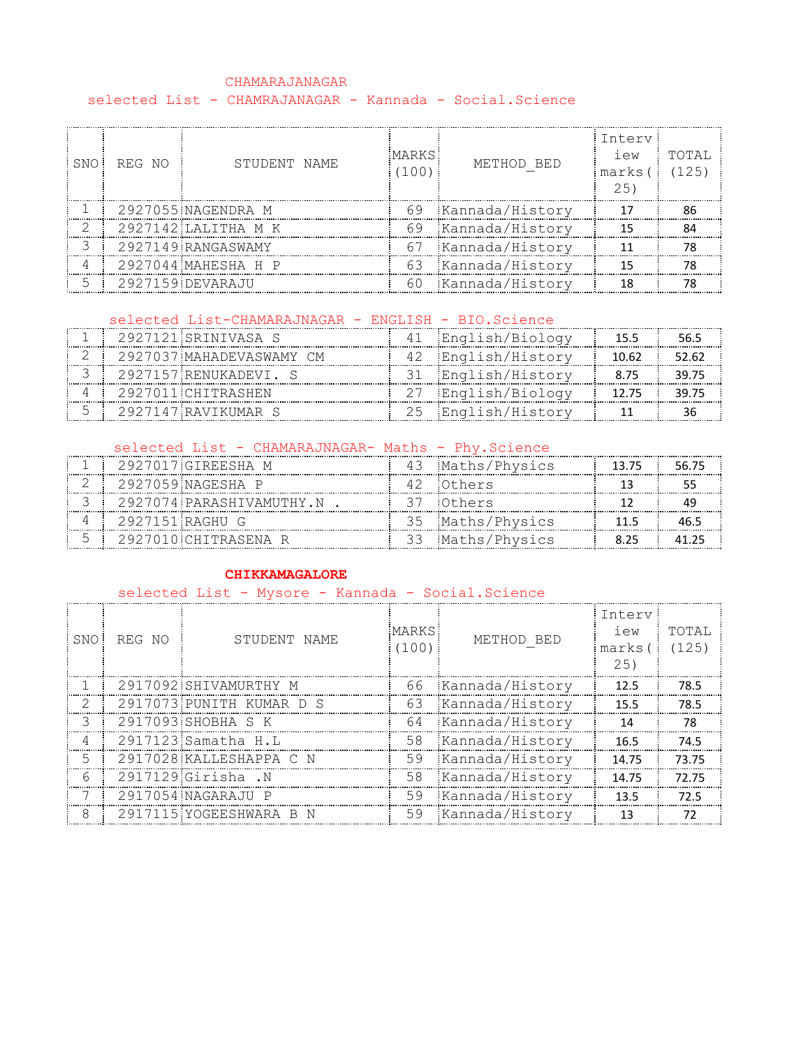## CHAMARAJANAGAR

### selected List - CHAMRAJANAGAR - Kannada - Social.Science

| SNO | REG NO | STUDENT NAME | MARKS (100) | METHOD_BED | Interview marks( 25) | TOTAL (125) |
|---|---|---|---|---|---|---|
| 1 | 2927055 | NAGENDRA M | 69 | Kannada/History | 17 | 86 |
| 2 | 2927142 | LALITHA M K | 69 | Kannada/History | 15 | 84 |
| 3 | 2927149 | RANGASWAMY | 67 | Kannada/History | 11 | 78 |
| 4 | 2927044 | MAHESHA H P | 63 | Kannada/History | 15 | 78 |
| 5 | 2927159 | DEVARAJU | 60 | Kannada/History | 18 | 78 |

### selected List-CHAMARAJNAGAR - ENGLISH - BIO.Science

| SNO | REG NO | STUDENT NAME | MARKS (100) | METHOD_BED | Interview marks( 25) | TOTAL (125) |
|---|---|---|---|---|---|---|
| 1 | 2927121 | SRINIVASA S | 41 | English/Biology | 15.5 | 56.5 |
| 2 | 2927037 | MAHADEVASWAMY CM | 42 | English/History | 10.62 | 52.62 |
| 3 | 2927157 | RENUKADEVI. S | 31 | English/History | 8.75 | 39.75 |
| 4 | 2927011 | CHITRASHEN | 27 | English/Biology | 12.75 | 39.75 |
| 5 | 2927147 | RAVIKUMAR S | 25 | English/History | 11 | 36 |

### selected List - CHAMARAJNAGAR- Maths - Phy.Science

| SNO | REG NO | STUDENT NAME | MARKS (100) | METHOD_BED | Interview marks( 25) | TOTAL (125) |
|---|---|---|---|---|---|---|
| 1 | 2927017 | GIREESHA M | 43 | Maths/Physics | 13.75 | 56.75 |
| 2 | 2927059 | NAGESHA P | 42 | Others | 13 | 55 |
| 3 | 2927074 | PARASHIVAMUTHY.N . | 37 | Others | 12 | 49 |
| 4 | 2927151 | RAGHU G | 35 | Maths/Physics | 11.5 | 46.5 |
| 5 | 2927010 | CHITRASENA R | 33 | Maths/Physics | 8.25 | 41.25 |

## CHIKKAMAGALORE

### selected List - Mysore - Kannada - Social.Science

| SNO | REG NO | STUDENT NAME | MARKS (100) | METHOD_BED | Interview marks( 25) | TOTAL (125) |
|---|---|---|---|---|---|---|
| 1 | 2917092 | SHIVAMURTHY M | 66 | Kannada/History | 12.5 | 78.5 |
| 2 | 2917073 | PUNITH KUMAR D S | 63 | Kannada/History | 15.5 | 78.5 |
| 3 | 2917093 | SHOBHA S K | 64 | Kannada/History | 14 | 78 |
| 4 | 2917123 | Samatha H.L | 58 | Kannada/History | 16.5 | 74.5 |
| 5 | 2917028 | KALLESHAPPA C N | 59 | Kannada/History | 14.75 | 73.75 |
| 6 | 2917129 | Girisha .N | 58 | Kannada/History | 14.75 | 72.75 |
| 7 | 2917054 | NAGARAJU P | 59 | Kannada/History | 13.5 | 72.5 |
| 8 | 2917115 | YOGEESHWARA B N | 59 | Kannada/History | 13 | 72 |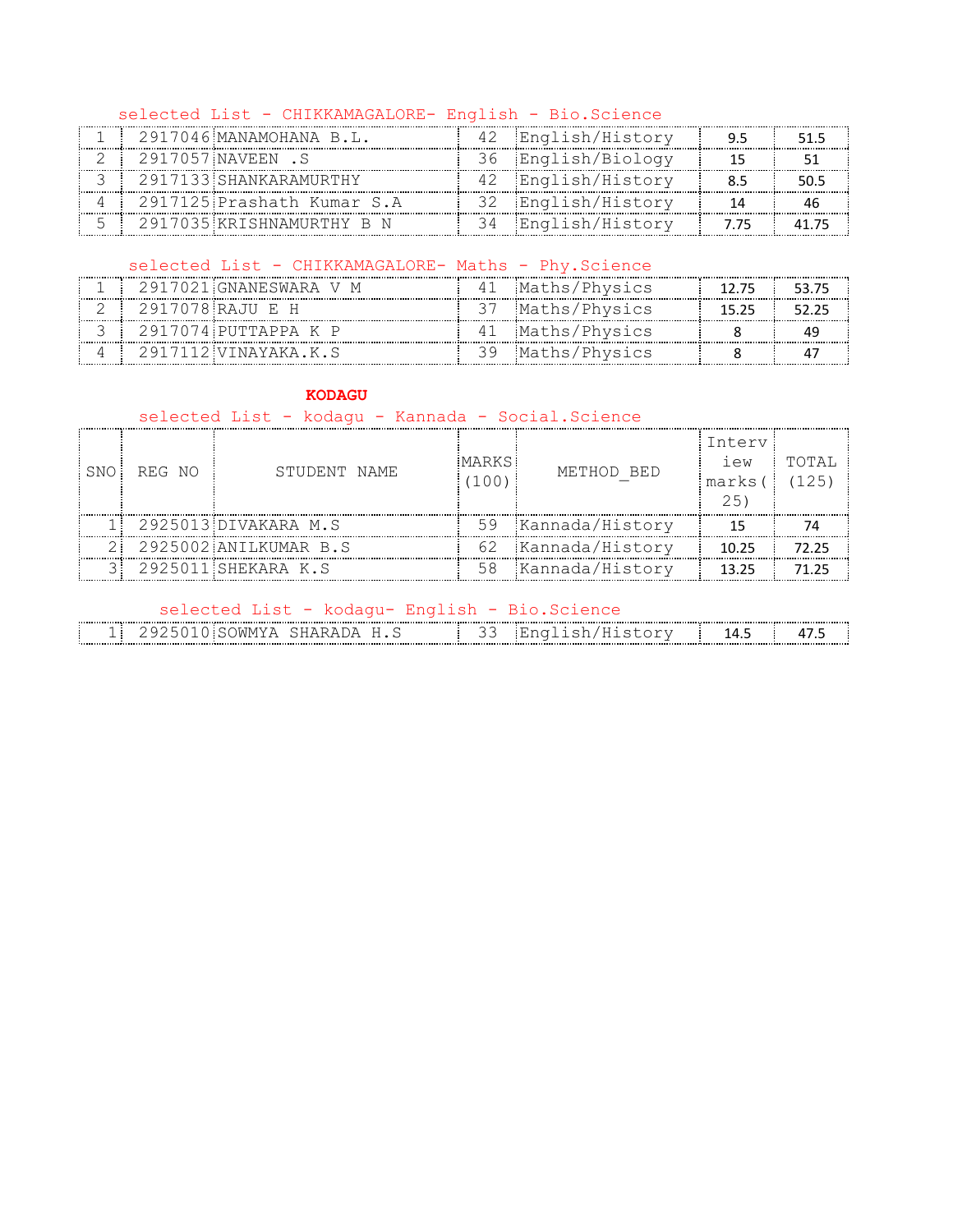selected List - CHIKKAMAGALORE- English - Bio.Science

| | | | | | | |
|---|---|---|---|---|---|---|
| 1 | 2917046 | MANAMOHANA B.L. | 42 | English/History | 9.5 | 51.5 |
| 2 | 2917057 | NAVEEN .S | 36 | English/Biology | 15 | 51 |
| 3 | 2917133 | SHANKARAMURTHY | 42 | English/History | 8.5 | 50.5 |
| 4 | 2917125 | Prashath Kumar S.A | 32 | English/History | 14 | 46 |
| 5 | 2917035 | KRISHNAMURTHY B N | 34 | English/History | 7.75 | 41.75 |

selected List - CHIKKAMAGALORE- Maths - Phy.Science

| | | | | | | |
|---|---|---|---|---|---|---|
| 1 | 2917021 | GNANESWARA V M | 41 | Maths/Physics | 12.75 | 53.75 |
| 2 | 2917078 | RAJU E H | 37 | Maths/Physics | 15.25 | 52.25 |
| 3 | 2917074 | PUTTAPPA K P | 41 | Maths/Physics | 8 | 49 |
| 4 | 2917112 | VINAYAKA.K.S | 39 | Maths/Physics | 8 | 47 |

**KODAGU**

selected List - kodagu - Kannada - Social.Science

| SNO | REG NO | STUDENT NAME | MARKS (100) | METHOD_BED | Interview marks(25) | TOTAL (125) |
|---|---|---|---|---|---|---|
| 1 | 2925013 | DIVAKARA M.S | 59 | Kannada/History | 15 | 74 |
| 2 | 2925002 | ANILKUMAR B.S | 62 | Kannada/History | 10.25 | 72.25 |
| 3 | 2925011 | SHEKARA K.S | 58 | Kannada/History | 13.25 | 71.25 |

selected List - kodagu- English - Bio.Science

| | | | | | | |
|---|---|---|---|---|---|---|
| 1 | 2925010 | SOWMYA SHARADA H.S | 33 | English/History | 14.5 | 47.5 |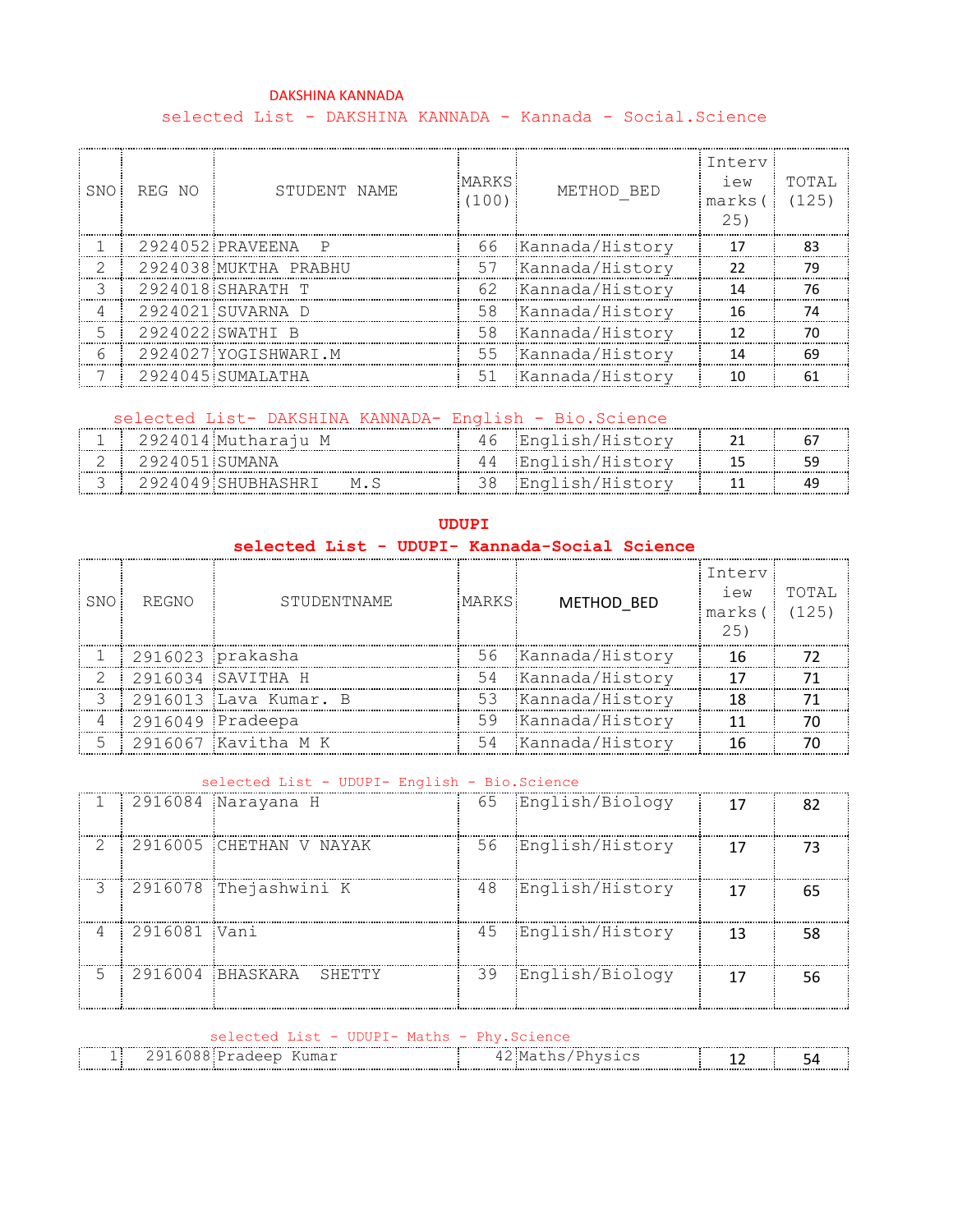DAKSHINA KANNADA

selected List - DAKSHINA KANNADA - Kannada - Social.Science

| SNO | REG NO | STUDENT NAME | MARKS (100) | METHOD_BED | Interview marks(25) | TOTAL (125) |
|---|---|---|---|---|---|---|
| 1 | 2924052 | PRAVEENA P | 66 | Kannada/History | 17 | 83 |
| 2 | 2924038 | MUKTHA PRABHU | 57 | Kannada/History | 22 | 79 |
| 3 | 2924018 | SHARATH T | 62 | Kannada/History | 14 | 76 |
| 4 | 2924021 | SUVARNA D | 58 | Kannada/History | 16 | 74 |
| 5 | 2924022 | SWATHI B | 58 | Kannada/History | 12 | 70 |
| 6 | 2924027 | YOGISHWARI.M | 55 | Kannada/History | 14 | 69 |
| 7 | 2924045 | SUMALATHA | 51 | Kannada/History | 10 | 61 |

selected List- DAKSHINA KANNADA- English - Bio.Science

| | | | | | | |
|---|---|---|---|---|---|---|
| 1 | 2924014 | Mutharaju M | 46 | English/History | 21 | 67 |
| 2 | 2924051 | SUMANA | 44 | English/History | 15 | 59 |
| 3 | 2924049 | SHUBHASHRI M.S | 38 | English/History | 11 | 49 |

**UDUPI**

**selected List - UDUPI- Kannada-Social Science**

| SNO | REGNO | STUDENTNAME | MARKS | METHOD_BED | Interview marks(25) | TOTAL (125) |
|---|---|---|---|---|---|---|
| 1 | 2916023 | prakasha | 56 | Kannada/History | 16 | 72 |
| 2 | 2916034 | SAVITHA H | 54 | Kannada/History | 17 | 71 |
| 3 | 2916013 | Lava Kumar. B | 53 | Kannada/History | 18 | 71 |
| 4 | 2916049 | Pradeepa | 59 | Kannada/History | 11 | 70 |
| 5 | 2916067 | Kavitha M K | 54 | Kannada/History | 16 | 70 |

selected List - UDUPI- English - Bio.Science

| | | | | | | |
|---|---|---|---|---|---|---|
| 1 | 2916084 | Narayana H | 65 | English/Biology | 17 | 82 |
| 2 | 2916005 | CHETHAN V NAYAK | 56 | English/History | 17 | 73 |
| 3 | 2916078 | Thejashwini K | 48 | English/History | 17 | 65 |
| 4 | 2916081 | Vani | 45 | English/History | 13 | 58 |
| 5 | 2916004 | BHASKARA SHETTY | 39 | English/Biology | 17 | 56 |

selected List - UDUPI- Maths - Phy.Science

| | | | | | | |
|---|---|---|---|---|---|---|
| 1 | 2916088 | Pradeep Kumar | 42 | Maths/Physics | 12 | 54 |